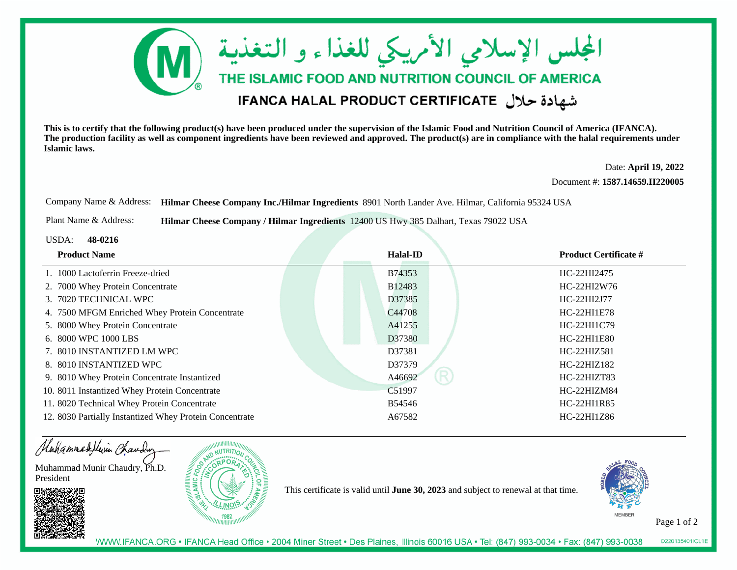# المجلس الإسلامي الأمريكي للغذاء و التغذية

# THE ISLAMIC FOOD AND NUTRITION COUNCIL OF AMERICA

## IFANCA HALAL PRODUCT CERTIFICATE شهادة حلال

**This is to certify that the following product(s) have been produced under the supervision of the Islamic Food and Nutrition Council of America (IFANCA). The production facility as well as component ingredients have been reviewed and approved. The product(s) are in compliance with the halal requirements under Islamic laws.**

Date: **April 19, 2022**

Document #: **1587.14659.II220005**

Company Name & Address: **Hilmar Cheese Company Inc./Hilmar Ingredients** 8901 North Lander Ave. Hilmar, California 95324 USA

Plant Name & Address: **Hilmar Cheese Company / Hilmar Ingredients** 12400 US Hwy 385 Dalhart, Texas 79022 USA

USDA: **48-0216**

| Product Name | Halal-ID | Product Certificate # |
|---|---|---|
| 1. 1000 Lactoferrin Freeze-dried | B74353 | HC-22HI2475 |
| 2. 7000 Whey Protein Concentrate | B12483 | HC-22HI2W76 |
| 3. 7020 TECHNICAL WPC | D37385 | HC-22HI2J77 |
| 4. 7500 MFGM Enriched Whey Protein Concentrate | C44708 | HC-22HI1E78 |
| 5. 8000 Whey Protein Concentrate | A41255 | HC-22HI1C79 |
| 6. 8000 WPC 1000 LBS | D37380 | HC-22HI1E80 |
| 7. 8010 INSTANTIZED LM WPC | D37381 | HC-22HIZ581 |
| 8. 8010 INSTANTIZED WPC | D37379 | HC-22HIZ182 |
| 9. 8010 Whey Protein Concentrate Instantized | A46692 | HC-22HIZT83 |
| 10. 8011 Instantized Whey Protein Concentrate | C51997 | HC-22HIZM84 |
| 11. 8020 Technical Whey Protein Concentrate | B54546 | HC-22HI1R85 |
| 12. 8030 Partially Instantized Whey Protein Concentrate | A67582 | HC-22HI1Z86 |

Muhammad Munir Chaudry, Ph.D.
President

THE ISLAMIC FOOD AND NUTRITION COUNCIL OF AMERICA INCORPORATED ILLINOIS 1982

This certificate is valid until **June 30, 2023** and subject to renewal at that time.

WORLD HALAL FOOD COUNCIL WHFC MEMBER

WWW.IFANCA.ORG • IFANCA Head Office • 2004 Miner Street • Des Plaines, Illinois 60016 USA • Tel: (847) 993-0034 • Fax: (847) 993-0038

D220135401ICL1E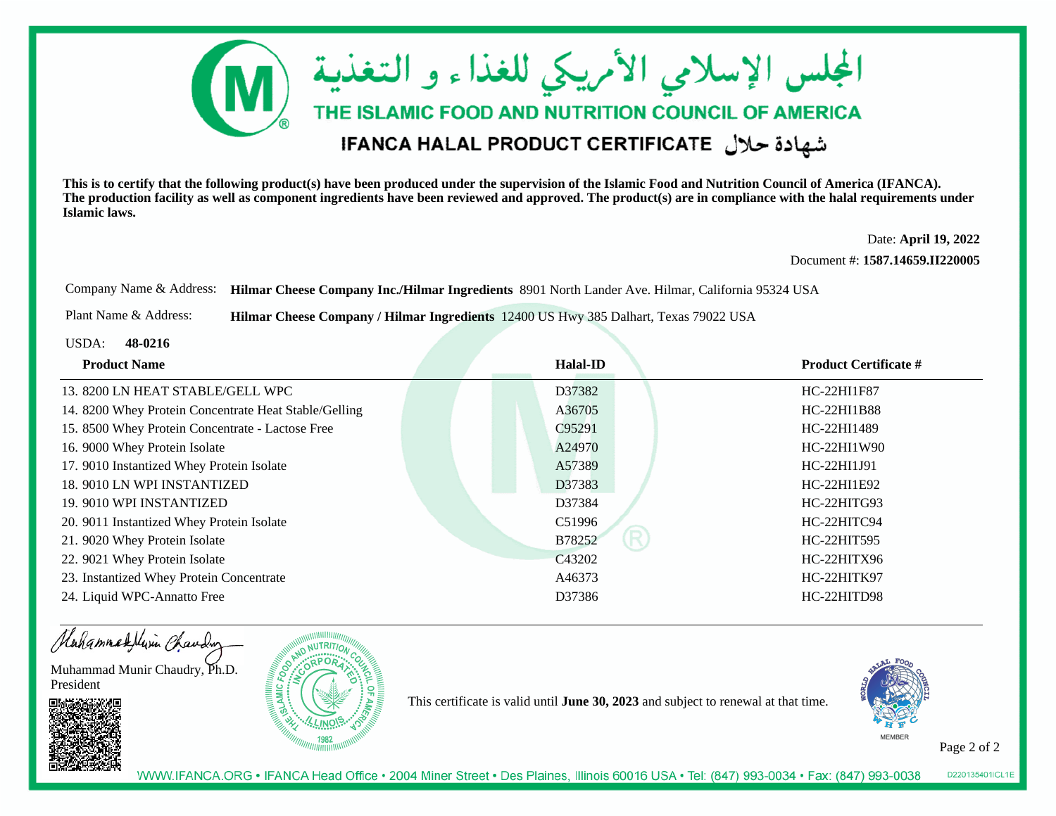# المجلس الإسلامي الأمريكي للغذاء و التغذية

## THE ISLAMIC FOOD AND NUTRITION COUNCIL OF AMERICA

## IFANCA HALAL PRODUCT CERTIFICATE شهادة حلال

**This is to certify that the following product(s) have been produced under the supervision of the Islamic Food and Nutrition Council of America (IFANCA). The production facility as well as component ingredients have been reviewed and approved. The product(s) are in compliance with the halal requirements under Islamic laws.**

Date: **April 19, 2022**

Document #: **1587.14659.II220005**

Company Name & Address: **Hilmar Cheese Company Inc./Hilmar Ingredients** 8901 North Lander Ave. Hilmar, California 95324 USA

Plant Name & Address: **Hilmar Cheese Company / Hilmar Ingredients** 12400 US Hwy 385 Dalhart, Texas 79022 USA

USDA: **48-0216**

| Product Name | Halal-ID | Product Certificate # |
|---|---|---|
| 13. 8200 LN HEAT STABLE/GELL WPC | D37382 | HC-22HI1F87 |
| 14. 8200 Whey Protein Concentrate Heat Stable/Gelling | A36705 | HC-22HI1B88 |
| 15. 8500 Whey Protein Concentrate - Lactose Free | C95291 | HC-22HI1489 |
| 16. 9000 Whey Protein Isolate | A24970 | HC-22HI1W90 |
| 17. 9010 Instantized Whey Protein Isolate | A57389 | HC-22HI1J91 |
| 18. 9010 LN WPI INSTANTIZED | D37383 | HC-22HI1E92 |
| 19. 9010 WPI INSTANTIZED | D37384 | HC-22HITG93 |
| 20. 9011 Instantized Whey Protein Isolate | C51996 | HC-22HITC94 |
| 21. 9020 Whey Protein Isolate | B78252 | HC-22HIT595 |
| 22. 9021 Whey Protein Isolate | C43202 | HC-22HITX96 |
| 23. Instantized Whey Protein Concentrate | A46373 | HC-22HITK97 |
| 24. Liquid WPC-Annatto Free | D37386 | HC-22HITD98 |

Muhammad Munir Chaudry, Ph.D.
President

This certificate is valid until **June 30, 2023** and subject to renewal at that time.

MEMBER

WWW.IFANCA.ORG • IFANCA Head Office • 2004 Miner Street • Des Plaines, Illinois 60016 USA • Tel: (847) 993-0034 • Fax: (847) 993-0038

D220135401ICL1E